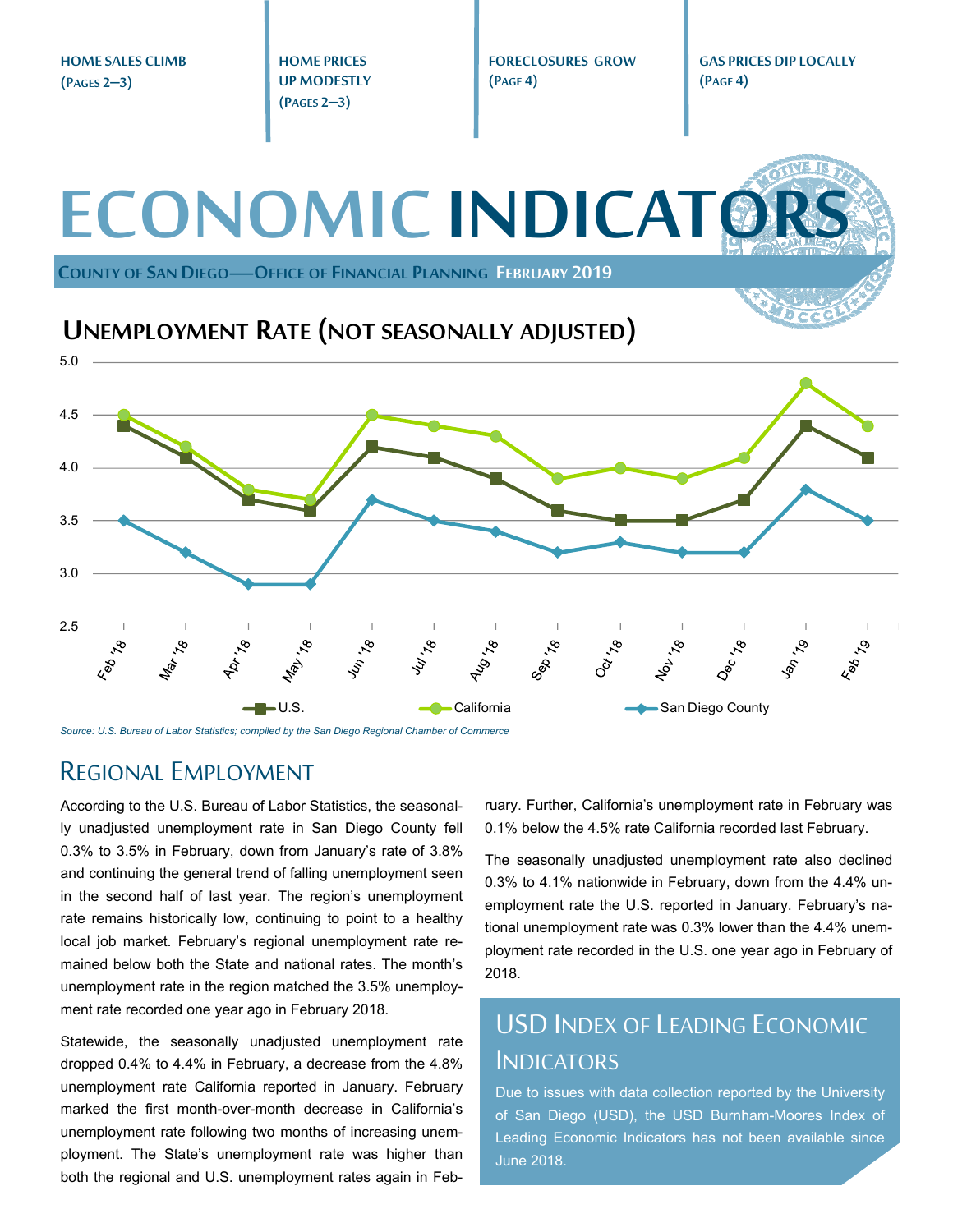**HOME SALES CLIMB (PAGES 2—3)**

**HOME PRICES UP MODESTLY (PAGES 2—3)**

**FORECLOSURES GROW (PAGE 4)**

**GAS PRICES DIP LOCALLY (PAGE 4)**

# ECONOMIC INDICATORS

**COUNTY OF SAN DIEGO—OFFICE OF FINANCIAL PLANNING FEBRUARY 2019**

## UNEMPLOYMENT RATE (NOT SEASONALLY ADJUSTED)

| | Feb '18 | Mar '18 | Apr '18 | May '18 | Jun '18 | Jul '18 | Aug '18 | Sep '18 | Oct '18 | Nov '18 | Dec '18 | Jan '19 | Feb '19 |
|---|---|---|---|---|---|---|---|---|---|---|---|---|---|
| U.S. | 4.4 | 4.1 | 3.7 | 3.6 | 4.2 | 4.1 | 3.9 | 3.6 | 3.5 | 3.5 | 3.7 | 4.4 | 4.1 |
| California | 4.5 | 4.2 | 3.8 | 3.7 | 4.5 | 4.4 | 4.3 | 3.9 | 4.0 | 3.9 | 4.1 | 4.8 | 4.4 |
| San Diego County | 3.5 | 3.2 | 2.9 | 2.9 | 3.7 | 3.5 | 3.4 | 3.2 | 3.3 | 3.2 | 3.2 | 3.8 | 3.5 |

*Source: U.S. Bureau of Labor Statistics; compiled by the San Diego Regional Chamber of Commerce*

## REGIONAL EMPLOYMENT

According to the U.S. Bureau of Labor Statistics, the seasonally unadjusted unemployment rate in San Diego County fell 0.3% to 3.5% in February, down from January's rate of 3.8% and continuing the general trend of falling unemployment seen in the second half of last year. The region's unemployment rate remains historically low, continuing to point to a healthy local job market. February's regional unemployment rate remained below both the State and national rates. The month's unemployment rate in the region matched the 3.5% unemployment rate recorded one year ago in February 2018.

Statewide, the seasonally unadjusted unemployment rate dropped 0.4% to 4.4% in February, a decrease from the 4.8% unemployment rate California reported in January. February marked the first month-over-month decrease in California's unemployment rate following two months of increasing unemployment. The State's unemployment rate was higher than both the regional and U.S. unemployment rates again in February. Further, California's unemployment rate in February was 0.1% below the 4.5% rate California recorded last February.

The seasonally unadjusted unemployment rate also declined 0.3% to 4.1% nationwide in February, down from the 4.4% unemployment rate the U.S. reported in January. February's national unemployment rate was 0.3% lower than the 4.4% unemployment rate recorded in the U.S. one year ago in February of 2018.

## USD INDEX OF LEADING ECONOMIC INDICATORS

Due to issues with data collection reported by the University of San Diego (USD), the USD Burnham-Moores Index of Leading Economic Indicators has not been available since June 2018.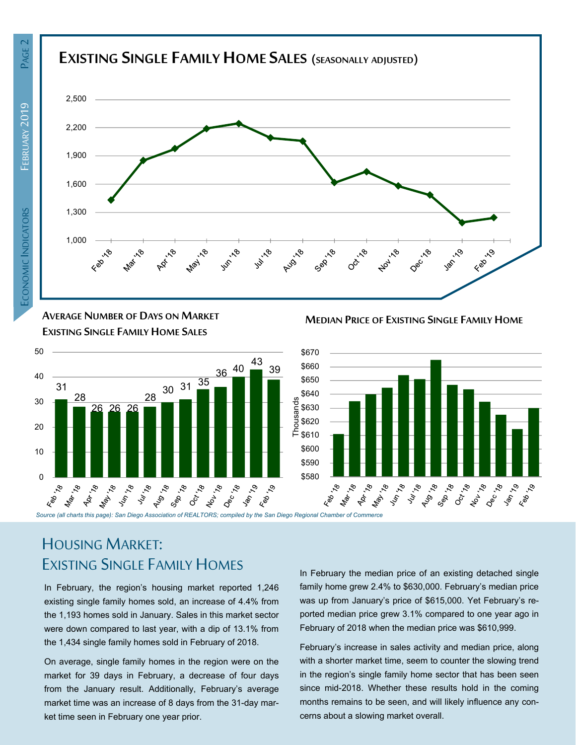## Existing Single Family Home Sales (seasonally adjusted)

### Average Number of Days on Market Existing Single Family Home Sales

| Month | Days |
|---|---|
| Feb '18 | 31 |
| Mar '18 | 28 |
| Apr '18 | 26 |
| May '18 | 26 |
| Jun '18 | 26 |
| Jul '18 | 28 |
| Aug '18 | 30 |
| Sep '18 | 31 |
| Oct '18 | 35 |
| Nov '18 | 36 |
| Dec '18 | 40 |
| Jan '19 | 43 |
| Feb '19 | 39 |

### Median Price of Existing Single Family Home

*Source (all charts this page): San Diego Association of REALTORS; compiled by the San Diego Regional Chamber of Commerce*

# Housing Market: Existing Single Family Homes

In February, the region's housing market reported 1,246 existing single family homes sold, an increase of 4.4% from the 1,193 homes sold in January. Sales in this market sector were down compared to last year, with a dip of 13.1% from the 1,434 single family homes sold in February of 2018.

On average, single family homes in the region were on the market for 39 days in February, a decrease of four days from the January result. Additionally, February's average market time was an increase of 8 days from the 31-day market time seen in February one year prior.

In February the median price of an existing detached single family home grew 2.4% to $630,000. February's median price was up from January's price of $615,000. Yet February's reported median price grew 3.1% compared to one year ago in February of 2018 when the median price was $610,999.

February's increase in sales activity and median price, along with a shorter market time, seem to counter the slowing trend in the region's single family home sector that has been seen since mid-2018. Whether these results hold in the coming months remains to be seen, and will likely influence any concerns about a slowing market overall.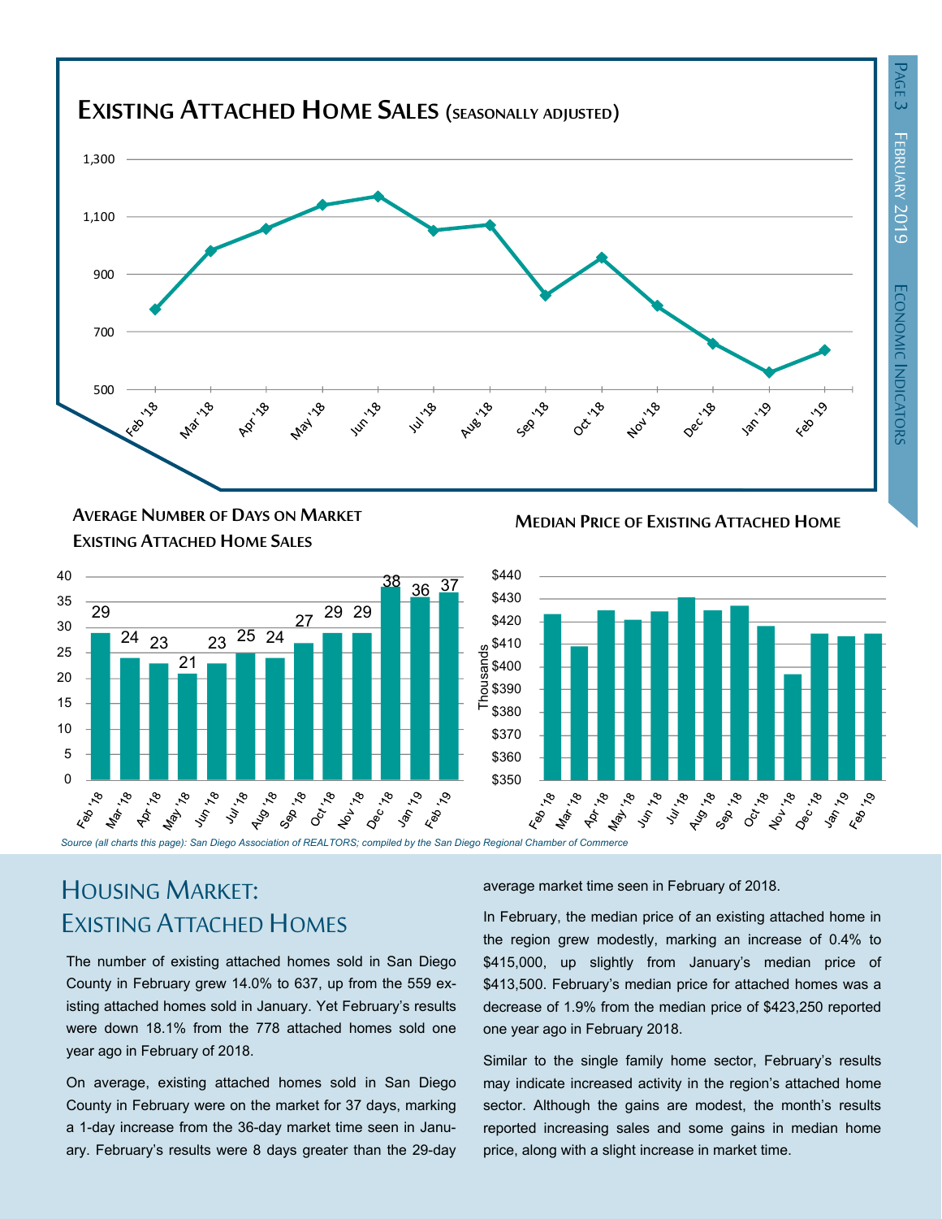## Existing Attached Home Sales (seasonally adjusted)

### Average Number of Days on Market Existing Attached Home Sales

| Month | Days |
|---|---|
| Feb '18 | 29 |
| Mar '18 | 24 |
| Apr '18 | 23 |
| May '18 | 21 |
| Jun '18 | 23 |
| Jul '18 | 25 |
| Aug '18 | 24 |
| Sep '18 | 27 |
| Oct '18 | 29 |
| Nov '18 | 29 |
| Dec '18 | 38 |
| Jan '19 | 36 |
| Feb '19 | 37 |

### Median Price of Existing Attached Home

*Source (all charts this page): San Diego Association of REALTORS; compiled by the San Diego Regional Chamber of Commerce*

# Housing Market: Existing Attached Homes

The number of existing attached homes sold in San Diego County in February grew 14.0% to 637, up from the 559 existing attached homes sold in January. Yet February's results were down 18.1% from the 778 attached homes sold one year ago in February of 2018.

On average, existing attached homes sold in San Diego County in February were on the market for 37 days, marking a 1-day increase from the 36-day market time seen in January. February's results were 8 days greater than the 29-day average market time seen in February of 2018.

In February, the median price of an existing attached home in the region grew modestly, marking an increase of 0.4% to $415,000, up slightly from January's median price of $413,500. February's median price for attached homes was a decrease of 1.9% from the median price of $423,250 reported one year ago in February 2018.

Similar to the single family home sector, February's results may indicate increased activity in the region's attached home sector. Although the gains are modest, the month's results reported increasing sales and some gains in median home price, along with a slight increase in market time.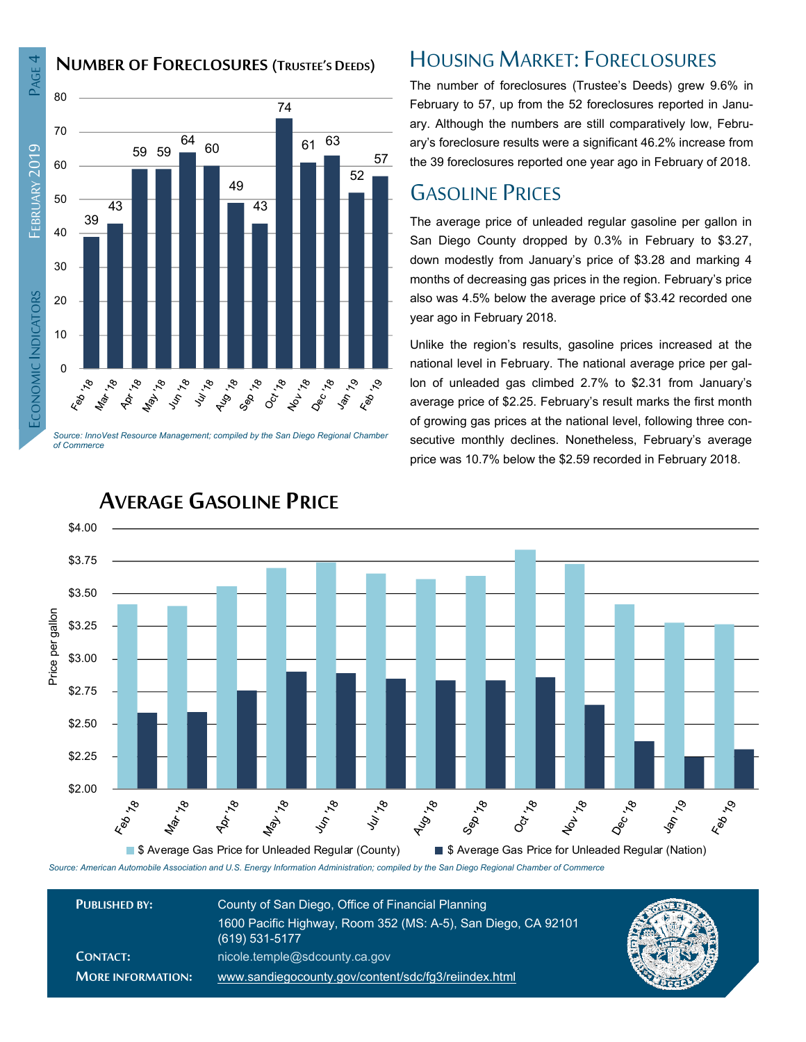## Number of Foreclosures (Trustee's Deeds)

80
70
60
50
40
30
20
10
0

39 43 59 59 64 60 49 43 74 61 63 52 57

Feb '18 Mar '18 Apr '18 May '18 Jun '18 Jul '18 Aug '18 Sep '18 Oct '18 Nov '18 Dec '18 Jan '19 Feb '19

*Source: InnoVest Resource Management; compiled by the San Diego Regional Chamber of Commerce*

## Housing Market: Foreclosures

The number of foreclosures (Trustee's Deeds) grew 9.6% in February to 57, up from the 52 foreclosures reported in January. Although the numbers are still comparatively low, February's foreclosure results were a significant 46.2% increase from the 39 foreclosures reported one year ago in February of 2018.

## Gasoline Prices

The average price of unleaded regular gasoline per gallon in San Diego County dropped by 0.3% in February to $3.27, down modestly from January's price of $3.28 and marking 4 months of decreasing gas prices in the region. February's price also was 4.5% below the average price of $3.42 recorded one year ago in February 2018.

Unlike the region's results, gasoline prices increased at the national level in February. The national average price per gallon of unleaded gas climbed 2.7% to $2.31 from January's average price of $2.25. February's result marks the first month of growing gas prices at the national level, following three consecutive monthly declines. Nonetheless, February's average price was 10.7% below the $2.59 recorded in February 2018.

## Average Gasoline Price

Price per gallon

$4.00
$3.75
$3.50
$3.25
$3.00
$2.75
$2.50
$2.25
$2.00

Feb '18 Mar '18 Apr '18 May '18 Jun '18 Jul '18 Aug '18 Sep '18 Oct '18 Nov '18 Dec '18 Jan '19 Feb '19

$ Average Gas Price for Unleaded Regular (County)
$ Average Gas Price for Unleaded Regular (Nation)

*Source: American Automobile Association and U.S. Energy Information Administration; compiled by the San Diego Regional Chamber of Commerce*

**Published by:** County of San Diego, Office of Financial Planning
1600 Pacific Highway, Room 352 (MS: A-5), San Diego, CA 92101
(619) 531-5177

**Contact:** nicole.temple@sdcounty.ca.gov

**More information:** www.sandiegocounty.gov/content/sdc/fg3/reiindex.html